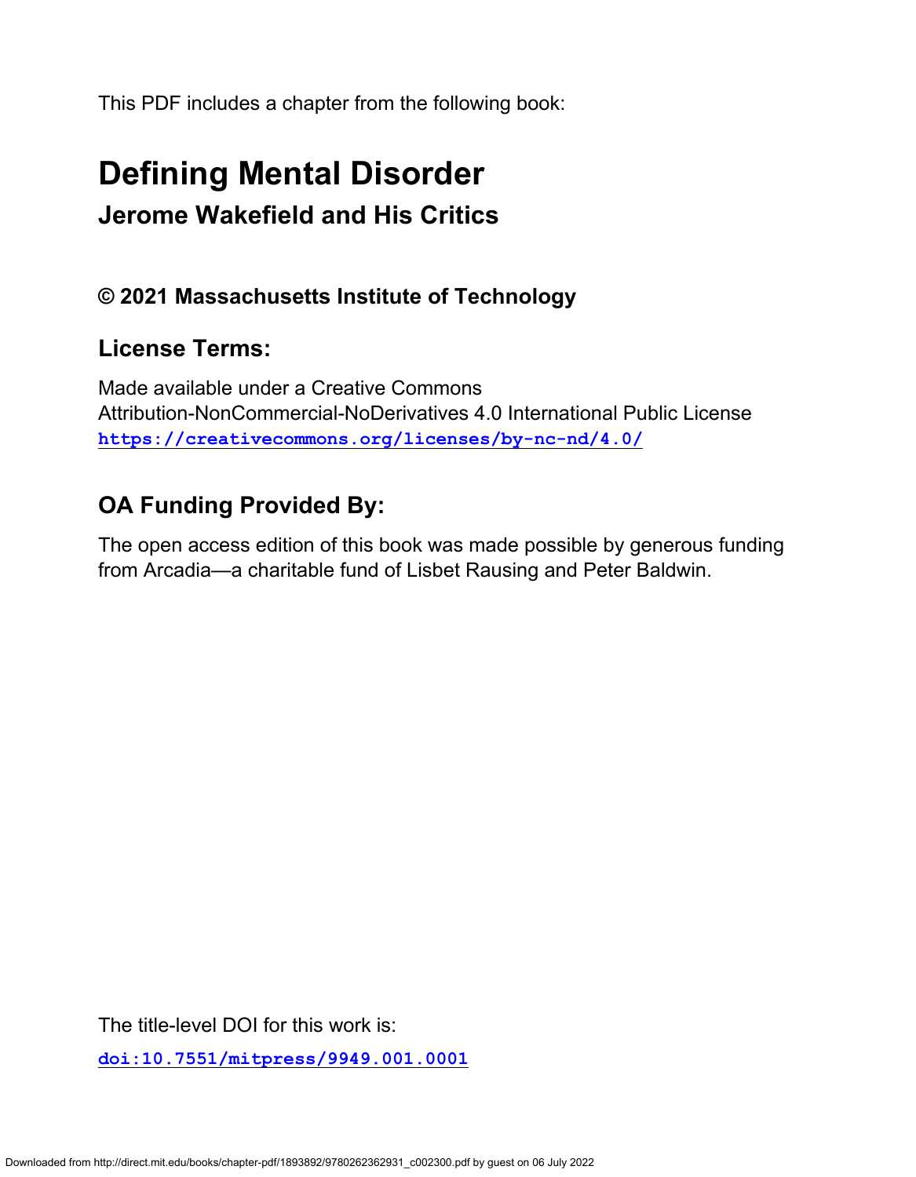This PDF includes a chapter from the following book:

# Defining Mental Disorder

## Jerome Wakefield and His Critics

### © 2021 Massachusetts Institute of Technology

### License Terms:

Made available under a Creative Commons Attribution-NonCommercial-NoDerivatives 4.0 International Public License
**https://creativecommons.org/licenses/by-nc-nd/4.0/**

### OA Funding Provided By:

The open access edition of this book was made possible by generous funding from Arcadia—a charitable fund of Lisbet Rausing and Peter Baldwin.

The title-level DOI for this work is:

**doi:10.7551/mitpress/9949.001.0001**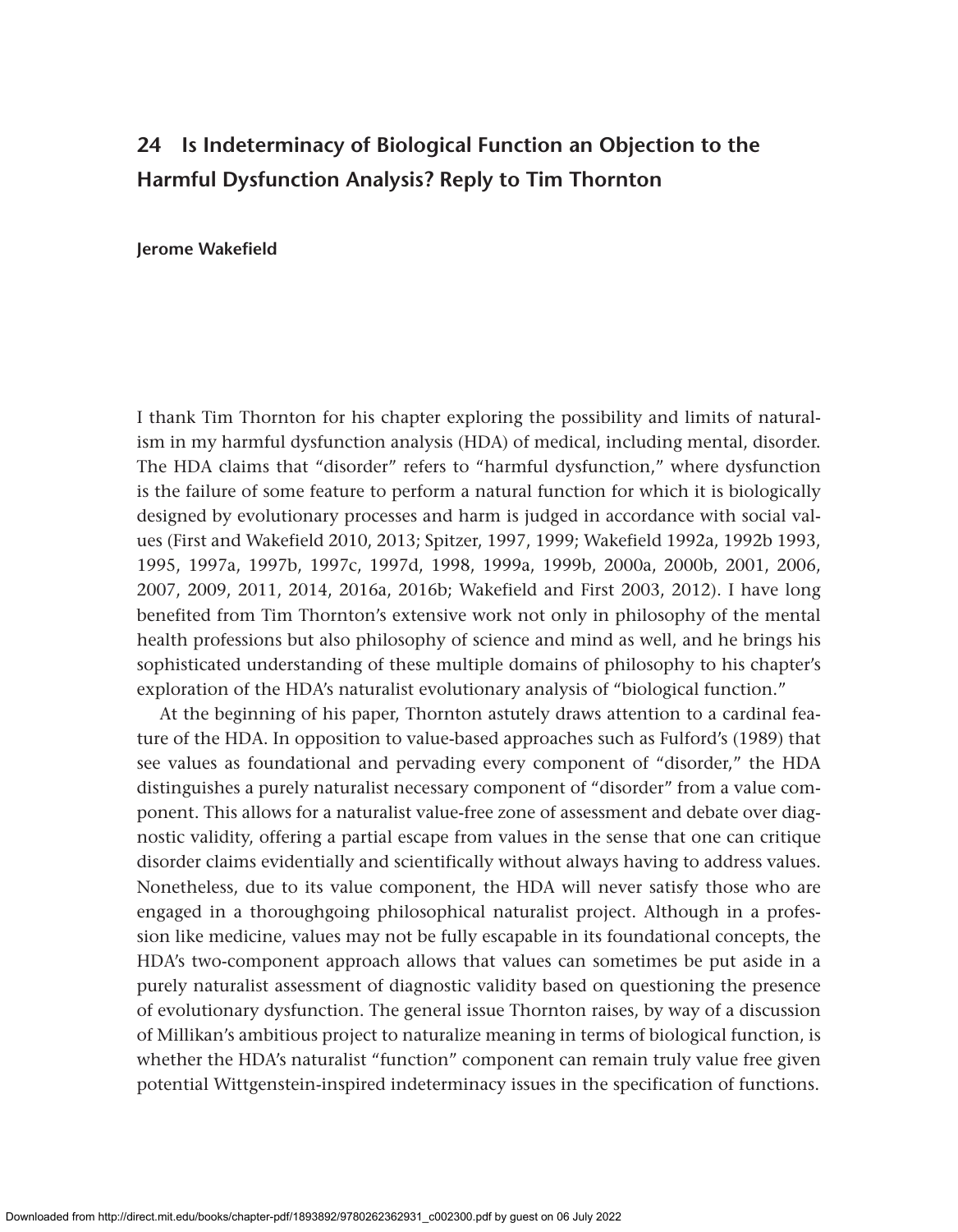# 24 Is Indeterminacy of Biological Function an Objection to the Harmful Dysfunction Analysis? Reply to Tim Thornton

**Jerome Wakefield**

I thank Tim Thornton for his chapter exploring the possibility and limits of naturalism in my harmful dysfunction analysis (HDA) of medical, including mental, disorder. The HDA claims that "disorder" refers to "harmful dysfunction," where dysfunction is the failure of some feature to perform a natural function for which it is biologically designed by evolutionary processes and harm is judged in accordance with social values (First and Wakefield 2010, 2013; Spitzer, 1997, 1999; Wakefield 1992a, 1992b 1993, 1995, 1997a, 1997b, 1997c, 1997d, 1998, 1999a, 1999b, 2000a, 2000b, 2001, 2006, 2007, 2009, 2011, 2014, 2016a, 2016b; Wakefield and First 2003, 2012). I have long benefited from Tim Thornton's extensive work not only in philosophy of the mental health professions but also philosophy of science and mind as well, and he brings his sophisticated understanding of these multiple domains of philosophy to his chapter's exploration of the HDA's naturalist evolutionary analysis of "biological function."

At the beginning of his paper, Thornton astutely draws attention to a cardinal feature of the HDA. In opposition to value-based approaches such as Fulford's (1989) that see values as foundational and pervading every component of "disorder," the HDA distinguishes a purely naturalist necessary component of "disorder" from a value component. This allows for a naturalist value-free zone of assessment and debate over diagnostic validity, offering a partial escape from values in the sense that one can critique disorder claims evidentially and scientifically without always having to address values. Nonetheless, due to its value component, the HDA will never satisfy those who are engaged in a thoroughgoing philosophical naturalist project. Although in a profession like medicine, values may not be fully escapable in its foundational concepts, the HDA's two-component approach allows that values can sometimes be put aside in a purely naturalist assessment of diagnostic validity based on questioning the presence of evolutionary dysfunction. The general issue Thornton raises, by way of a discussion of Millikan's ambitious project to naturalize meaning in terms of biological function, is whether the HDA's naturalist "function" component can remain truly value free given potential Wittgenstein-inspired indeterminacy issues in the specification of functions.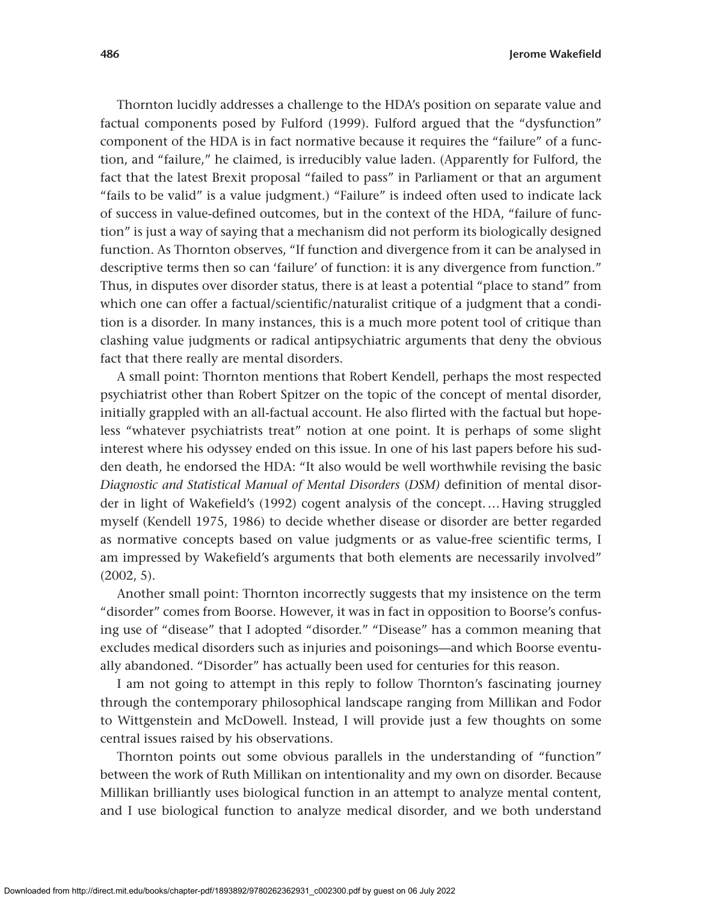Thornton lucidly addresses a challenge to the HDA's position on separate value and factual components posed by Fulford (1999). Fulford argued that the "dysfunction" component of the HDA is in fact normative because it requires the "failure" of a function, and "failure," he claimed, is irreducibly value laden. (Apparently for Fulford, the fact that the latest Brexit proposal "failed to pass" in Parliament or that an argument "fails to be valid" is a value judgment.) "Failure" is indeed often used to indicate lack of success in value-defined outcomes, but in the context of the HDA, "failure of function" is just a way of saying that a mechanism did not perform its biologically designed function. As Thornton observes, "If function and divergence from it can be analysed in descriptive terms then so can 'failure' of function: it is any divergence from function." Thus, in disputes over disorder status, there is at least a potential "place to stand" from which one can offer a factual/scientific/naturalist critique of a judgment that a condition is a disorder. In many instances, this is a much more potent tool of critique than clashing value judgments or radical antipsychiatric arguments that deny the obvious fact that there really are mental disorders.

A small point: Thornton mentions that Robert Kendell, perhaps the most respected psychiatrist other than Robert Spitzer on the topic of the concept of mental disorder, initially grappled with an all-factual account. He also flirted with the factual but hopeless "whatever psychiatrists treat" notion at one point. It is perhaps of some slight interest where his odyssey ended on this issue. In one of his last papers before his sudden death, he endorsed the HDA: "It also would be well worthwhile revising the basic *Diagnostic and Statistical Manual of Mental Disorders* (*DSM*) definition of mental disorder in light of Wakefield's (1992) cogent analysis of the concept.… Having struggled myself (Kendell 1975, 1986) to decide whether disease or disorder are better regarded as normative concepts based on value judgments or as value-free scientific terms, I am impressed by Wakefield's arguments that both elements are necessarily involved" (2002, 5).

Another small point: Thornton incorrectly suggests that my insistence on the term "disorder" comes from Boorse. However, it was in fact in opposition to Boorse's confusing use of "disease" that I adopted "disorder." "Disease" has a common meaning that excludes medical disorders such as injuries and poisonings—and which Boorse eventually abandoned. "Disorder" has actually been used for centuries for this reason.

I am not going to attempt in this reply to follow Thornton's fascinating journey through the contemporary philosophical landscape ranging from Millikan and Fodor to Wittgenstein and McDowell. Instead, I will provide just a few thoughts on some central issues raised by his observations.

Thornton points out some obvious parallels in the understanding of "function" between the work of Ruth Millikan on intentionality and my own on disorder. Because Millikan brilliantly uses biological function in an attempt to analyze mental content, and I use biological function to analyze medical disorder, and we both understand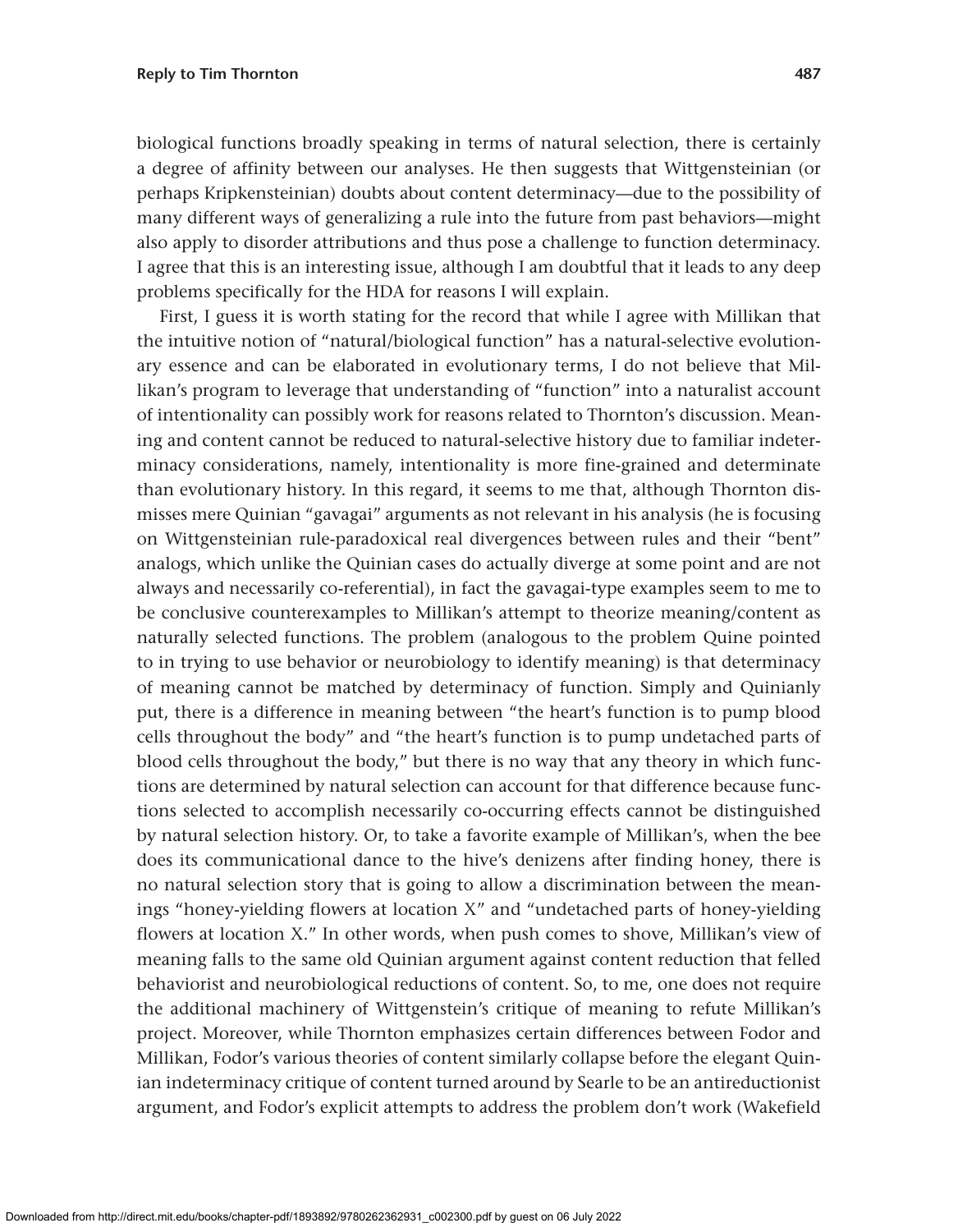biological functions broadly speaking in terms of natural selection, there is certainly a degree of affinity between our analyses. He then suggests that Wittgensteinian (or perhaps Kripkensteinian) doubts about content determinacy—due to the possibility of many different ways of generalizing a rule into the future from past behaviors—might also apply to disorder attributions and thus pose a challenge to function determinacy. I agree that this is an interesting issue, although I am doubtful that it leads to any deep problems specifically for the HDA for reasons I will explain.

First, I guess it is worth stating for the record that while I agree with Millikan that the intuitive notion of "natural/biological function" has a natural-selective evolutionary essence and can be elaborated in evolutionary terms, I do not believe that Millikan's program to leverage that understanding of "function" into a naturalist account of intentionality can possibly work for reasons related to Thornton's discussion. Meaning and content cannot be reduced to natural-selective history due to familiar indeterminacy considerations, namely, intentionality is more fine-grained and determinate than evolutionary history. In this regard, it seems to me that, although Thornton dismisses mere Quinian "gavagai" arguments as not relevant in his analysis (he is focusing on Wittgensteinian rule-paradoxical real divergences between rules and their "bent" analogs, which unlike the Quinian cases do actually diverge at some point and are not always and necessarily co-referential), in fact the gavagai-type examples seem to me to be conclusive counterexamples to Millikan's attempt to theorize meaning/content as naturally selected functions. The problem (analogous to the problem Quine pointed to in trying to use behavior or neurobiology to identify meaning) is that determinacy of meaning cannot be matched by determinacy of function. Simply and Quinianly put, there is a difference in meaning between "the heart's function is to pump blood cells throughout the body" and "the heart's function is to pump undetached parts of blood cells throughout the body," but there is no way that any theory in which functions are determined by natural selection can account for that difference because functions selected to accomplish necessarily co-occurring effects cannot be distinguished by natural selection history. Or, to take a favorite example of Millikan's, when the bee does its communicational dance to the hive's denizens after finding honey, there is no natural selection story that is going to allow a discrimination between the meanings "honey-yielding flowers at location X" and "undetached parts of honey-yielding flowers at location X." In other words, when push comes to shove, Millikan's view of meaning falls to the same old Quinian argument against content reduction that felled behaviorist and neurobiological reductions of content. So, to me, one does not require the additional machinery of Wittgenstein's critique of meaning to refute Millikan's project. Moreover, while Thornton emphasizes certain differences between Fodor and Millikan, Fodor's various theories of content similarly collapse before the elegant Quinian indeterminacy critique of content turned around by Searle to be an antireductionist argument, and Fodor's explicit attempts to address the problem don't work (Wakefield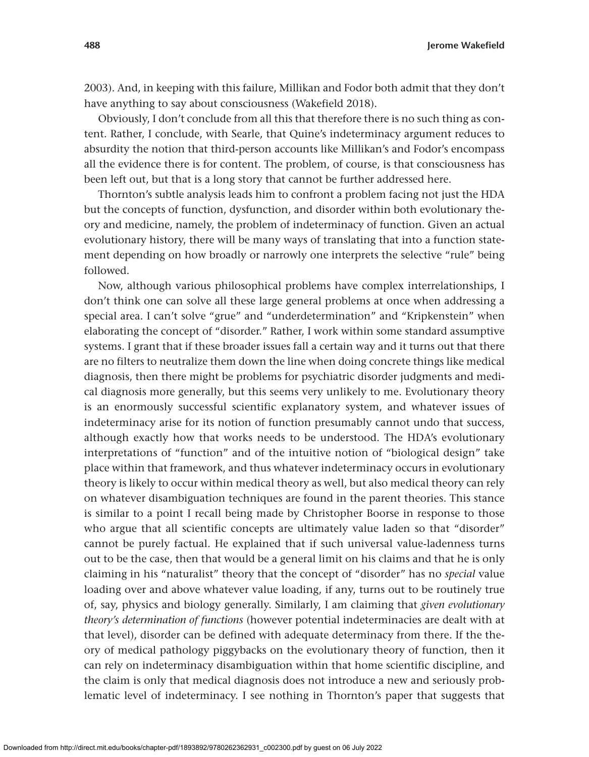2003). And, in keeping with this failure, Millikan and Fodor both admit that they don't have anything to say about consciousness (Wakefield 2018).

Obviously, I don't conclude from all this that therefore there is no such thing as content. Rather, I conclude, with Searle, that Quine's indeterminacy argument reduces to absurdity the notion that third-person accounts like Millikan's and Fodor's encompass all the evidence there is for content. The problem, of course, is that consciousness has been left out, but that is a long story that cannot be further addressed here.

Thornton's subtle analysis leads him to confront a problem facing not just the HDA but the concepts of function, dysfunction, and disorder within both evolutionary theory and medicine, namely, the problem of indeterminacy of function. Given an actual evolutionary history, there will be many ways of translating that into a function statement depending on how broadly or narrowly one interprets the selective "rule" being followed.

Now, although various philosophical problems have complex interrelationships, I don't think one can solve all these large general problems at once when addressing a special area. I can't solve "grue" and "underdetermination" and "Kripkenstein" when elaborating the concept of "disorder." Rather, I work within some standard assumptive systems. I grant that if these broader issues fall a certain way and it turns out that there are no filters to neutralize them down the line when doing concrete things like medical diagnosis, then there might be problems for psychiatric disorder judgments and medical diagnosis more generally, but this seems very unlikely to me. Evolutionary theory is an enormously successful scientific explanatory system, and whatever issues of indeterminacy arise for its notion of function presumably cannot undo that success, although exactly how that works needs to be understood. The HDA's evolutionary interpretations of "function" and of the intuitive notion of "biological design" take place within that framework, and thus whatever indeterminacy occurs in evolutionary theory is likely to occur within medical theory as well, but also medical theory can rely on whatever disambiguation techniques are found in the parent theories. This stance is similar to a point I recall being made by Christopher Boorse in response to those who argue that all scientific concepts are ultimately value laden so that "disorder" cannot be purely factual. He explained that if such universal value-ladenness turns out to be the case, then that would be a general limit on his claims and that he is only claiming in his "naturalist" theory that the concept of "disorder" has no *special* value loading over and above whatever value loading, if any, turns out to be routinely true of, say, physics and biology generally. Similarly, I am claiming that *given evolutionary theory's determination of functions* (however potential indeterminacies are dealt with at that level), disorder can be defined with adequate determinacy from there. If the theory of medical pathology piggybacks on the evolutionary theory of function, then it can rely on indeterminacy disambiguation within that home scientific discipline, and the claim is only that medical diagnosis does not introduce a new and seriously problematic level of indeterminacy. I see nothing in Thornton's paper that suggests that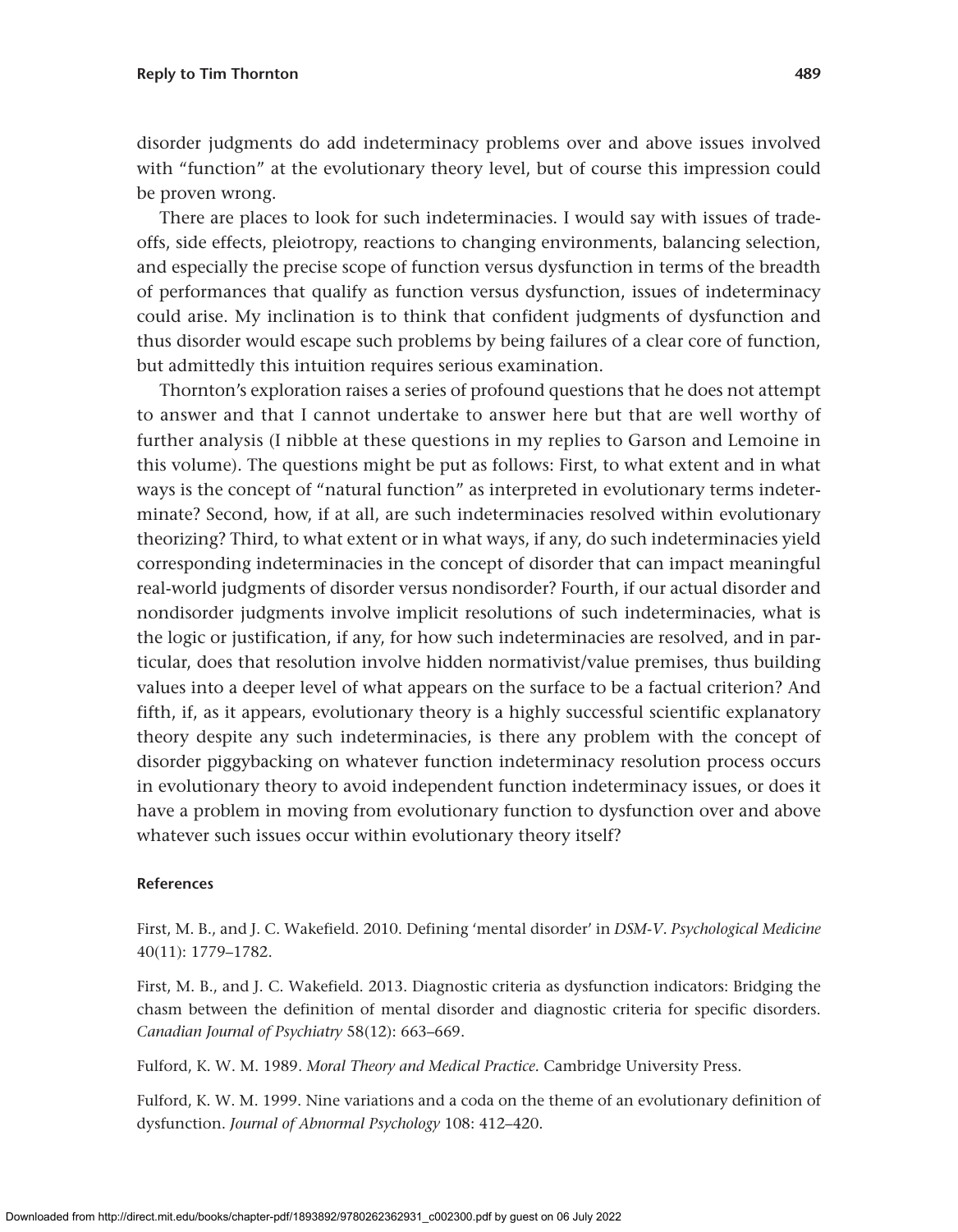disorder judgments do add indeterminacy problems over and above issues involved with "function" at the evolutionary theory level, but of course this impression could be proven wrong.

There are places to look for such indeterminacies. I would say with issues of tradeoffs, side effects, pleiotropy, reactions to changing environments, balancing selection, and especially the precise scope of function versus dysfunction in terms of the breadth of performances that qualify as function versus dysfunction, issues of indeterminacy could arise. My inclination is to think that confident judgments of dysfunction and thus disorder would escape such problems by being failures of a clear core of function, but admittedly this intuition requires serious examination.

Thornton's exploration raises a series of profound questions that he does not attempt to answer and that I cannot undertake to answer here but that are well worthy of further analysis (I nibble at these questions in my replies to Garson and Lemoine in this volume). The questions might be put as follows: First, to what extent and in what ways is the concept of "natural function" as interpreted in evolutionary terms indeterminate? Second, how, if at all, are such indeterminacies resolved within evolutionary theorizing? Third, to what extent or in what ways, if any, do such indeterminacies yield corresponding indeterminacies in the concept of disorder that can impact meaningful real-world judgments of disorder versus nondisorder? Fourth, if our actual disorder and nondisorder judgments involve implicit resolutions of such indeterminacies, what is the logic or justification, if any, for how such indeterminacies are resolved, and in particular, does that resolution involve hidden normativist/value premises, thus building values into a deeper level of what appears on the surface to be a factual criterion? And fifth, if, as it appears, evolutionary theory is a highly successful scientific explanatory theory despite any such indeterminacies, is there any problem with the concept of disorder piggybacking on whatever function indeterminacy resolution process occurs in evolutionary theory to avoid independent function indeterminacy issues, or does it have a problem in moving from evolutionary function to dysfunction over and above whatever such issues occur within evolutionary theory itself?

### References

First, M. B., and J. C. Wakefield. 2010. Defining 'mental disorder' in *DSM-V*. *Psychological Medicine* 40(11): 1779–1782.

First, M. B., and J. C. Wakefield. 2013. Diagnostic criteria as dysfunction indicators: Bridging the chasm between the definition of mental disorder and diagnostic criteria for specific disorders. *Canadian Journal of Psychiatry* 58(12): 663–669.

Fulford, K. W. M. 1989. *Moral Theory and Medical Practice*. Cambridge University Press.

Fulford, K. W. M. 1999. Nine variations and a coda on the theme of an evolutionary definition of dysfunction. *Journal of Abnormal Psychology* 108: 412–420.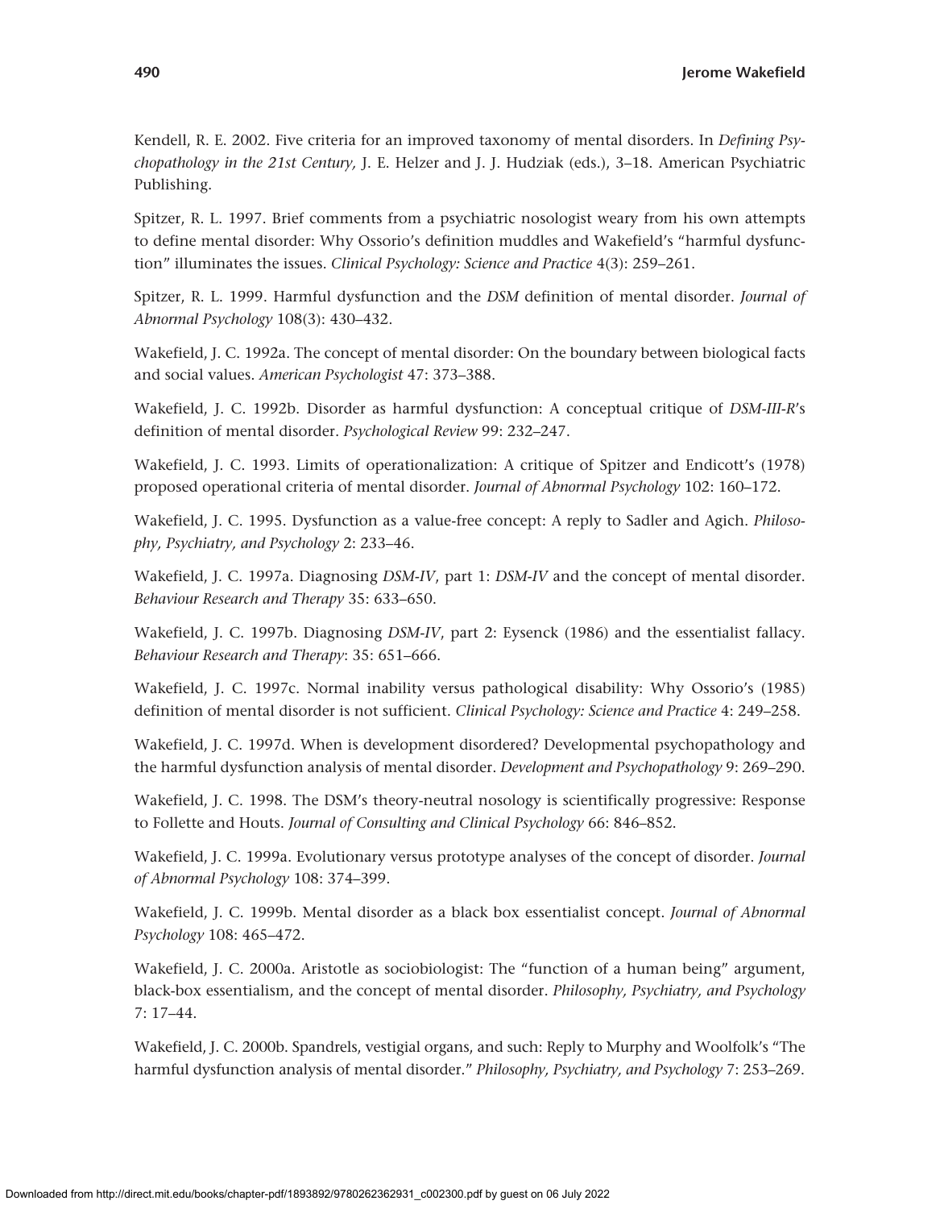Kendell, R. E. 2002. Five criteria for an improved taxonomy of mental disorders. In *Defining Psychopathology in the 21st Century,* J. E. Helzer and J. J. Hudziak (eds.), 3–18. American Psychiatric Publishing.

Spitzer, R. L. 1997. Brief comments from a psychiatric nosologist weary from his own attempts to define mental disorder: Why Ossorio's definition muddles and Wakefield's "harmful dysfunction" illuminates the issues. *Clinical Psychology: Science and Practice* 4(3): 259–261.

Spitzer, R. L. 1999. Harmful dysfunction and the *DSM* definition of mental disorder. *Journal of Abnormal Psychology* 108(3): 430–432.

Wakefield, J. C. 1992a. The concept of mental disorder: On the boundary between biological facts and social values. *American Psychologist* 47: 373–388.

Wakefield, J. C. 1992b. Disorder as harmful dysfunction: A conceptual critique of *DSM-III-R*'s definition of mental disorder. *Psychological Review* 99: 232–247.

Wakefield, J. C. 1993. Limits of operationalization: A critique of Spitzer and Endicott's (1978) proposed operational criteria of mental disorder. *Journal of Abnormal Psychology* 102: 160–172.

Wakefield, J. C. 1995. Dysfunction as a value-free concept: A reply to Sadler and Agich. *Philosophy, Psychiatry, and Psychology* 2: 233–46.

Wakefield, J. C. 1997a. Diagnosing *DSM-IV*, part 1: *DSM-IV* and the concept of mental disorder. *Behaviour Research and Therapy* 35: 633–650.

Wakefield, J. C. 1997b. Diagnosing *DSM-IV*, part 2: Eysenck (1986) and the essentialist fallacy. *Behaviour Research and Therapy*: 35: 651–666.

Wakefield, J. C. 1997c. Normal inability versus pathological disability: Why Ossorio's (1985) definition of mental disorder is not sufficient. *Clinical Psychology: Science and Practice* 4: 249–258.

Wakefield, J. C. 1997d. When is development disordered? Developmental psychopathology and the harmful dysfunction analysis of mental disorder. *Development and Psychopathology* 9: 269–290.

Wakefield, J. C. 1998. The DSM's theory-neutral nosology is scientifically progressive: Response to Follette and Houts. *Journal of Consulting and Clinical Psychology* 66: 846–852.

Wakefield, J. C. 1999a. Evolutionary versus prototype analyses of the concept of disorder. *Journal of Abnormal Psychology* 108: 374–399.

Wakefield, J. C. 1999b. Mental disorder as a black box essentialist concept. *Journal of Abnormal Psychology* 108: 465–472.

Wakefield, J. C. 2000a. Aristotle as sociobiologist: The "function of a human being" argument, black-box essentialism, and the concept of mental disorder. *Philosophy, Psychiatry, and Psychology* 7: 17–44.

Wakefield, J. C. 2000b. Spandrels, vestigial organs, and such: Reply to Murphy and Woolfolk's "The harmful dysfunction analysis of mental disorder." *Philosophy, Psychiatry, and Psychology* 7: 253–269.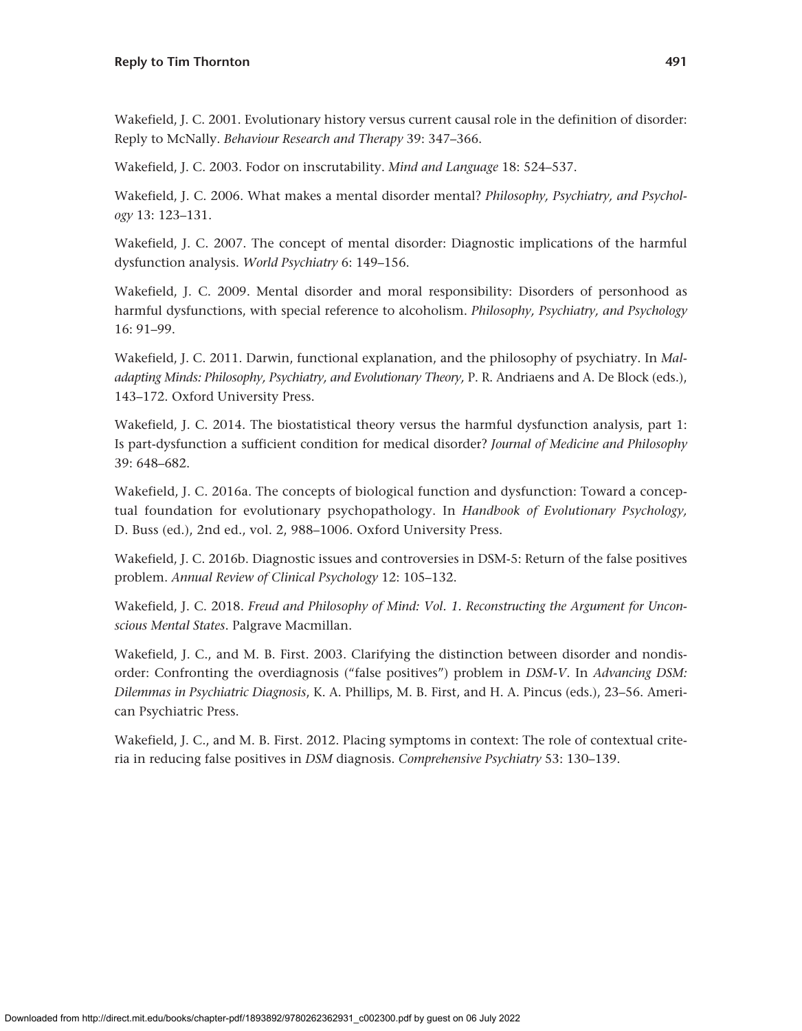Wakefield, J. C. 2001. Evolutionary history versus current causal role in the definition of disorder: Reply to McNally. *Behaviour Research and Therapy* 39: 347–366.

Wakefield, J. C. 2003. Fodor on inscrutability. *Mind and Language* 18: 524–537.

Wakefield, J. C. 2006. What makes a mental disorder mental? *Philosophy, Psychiatry, and Psychology* 13: 123–131.

Wakefield, J. C. 2007. The concept of mental disorder: Diagnostic implications of the harmful dysfunction analysis. *World Psychiatry* 6: 149–156.

Wakefield, J. C. 2009. Mental disorder and moral responsibility: Disorders of personhood as harmful dysfunctions, with special reference to alcoholism. *Philosophy, Psychiatry, and Psychology* 16: 91–99.

Wakefield, J. C. 2011. Darwin, functional explanation, and the philosophy of psychiatry. In *Maladapting Minds: Philosophy, Psychiatry, and Evolutionary Theory,* P. R. Andriaens and A. De Block (eds.), 143–172. Oxford University Press.

Wakefield, J. C. 2014. The biostatistical theory versus the harmful dysfunction analysis, part 1: Is part-dysfunction a sufficient condition for medical disorder? *Journal of Medicine and Philosophy* 39: 648–682.

Wakefield, J. C. 2016a. The concepts of biological function and dysfunction: Toward a conceptual foundation for evolutionary psychopathology. In *Handbook of Evolutionary Psychology,* D. Buss (ed.), 2nd ed., vol. 2, 988–1006. Oxford University Press.

Wakefield, J. C. 2016b. Diagnostic issues and controversies in DSM-5: Return of the false positives problem. *Annual Review of Clinical Psychology* 12: 105–132.

Wakefield, J. C. 2018. *Freud and Philosophy of Mind: Vol. 1. Reconstructing the Argument for Unconscious Mental States*. Palgrave Macmillan.

Wakefield, J. C., and M. B. First. 2003. Clarifying the distinction between disorder and nondisorder: Confronting the overdiagnosis ("false positives") problem in *DSM-V*. In *Advancing DSM: Dilemmas in Psychiatric Diagnosis*, K. A. Phillips, M. B. First, and H. A. Pincus (eds.), 23–56. American Psychiatric Press.

Wakefield, J. C., and M. B. First. 2012. Placing symptoms in context: The role of contextual criteria in reducing false positives in *DSM* diagnosis. *Comprehensive Psychiatry* 53: 130–139.